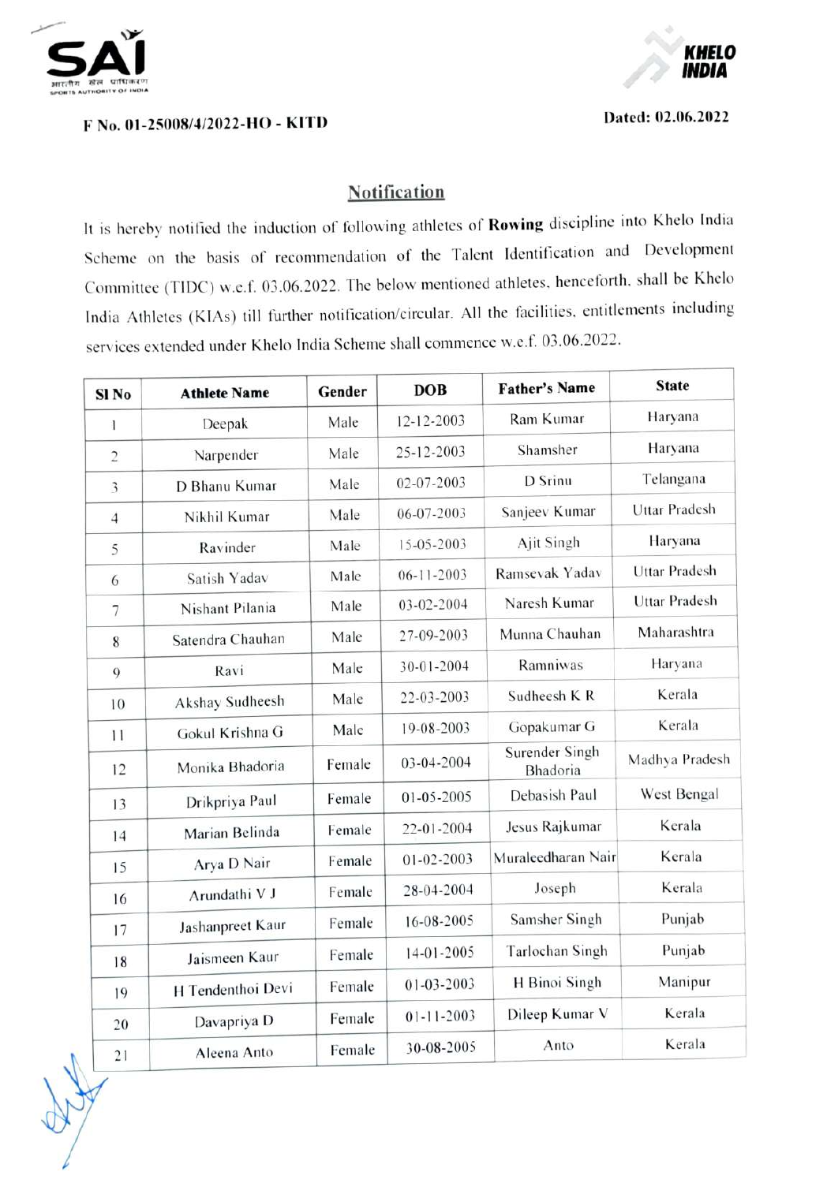SAI

भारतीय खेल प्राधिकरण
SPORTS AUTHORITY OF INDIA

KHELO INDIA

F No. 01-25008/4/2022-HO - KITD

Dated: 02.06.2022

## Notification

It is hereby notified the induction of following athletes of **Rowing** discipline into Khelo India Scheme on the basis of recommendation of the Talent Identification and Development Committee (TIDC) w.e.f. 03.06.2022. The below mentioned athletes, henceforth, shall be Khelo India Athletes (KIAs) till further notification/circular. All the facilities, entitlements including services extended under Khelo India Scheme shall commence w.e.f. 03.06.2022.

| Sl No | Athlete Name | Gender | DOB | Father's Name | State |
|---|---|---|---|---|---|
| 1 | Deepak | Male | 12-12-2003 | Ram Kumar | Haryana |
| 2 | Narpender | Male | 25-12-2003 | Shamsher | Haryana |
| 3 | D Bhanu Kumar | Male | 02-07-2003 | D Srinu | Telangana |
| 4 | Nikhil Kumar | Male | 06-07-2003 | Sanjeev Kumar | Uttar Pradesh |
| 5 | Ravinder | Male | 15-05-2003 | Ajit Singh | Haryana |
| 6 | Satish Yadav | Male | 06-11-2003 | Ramsevak Yadav | Uttar Pradesh |
| 7 | Nishant Pilania | Male | 03-02-2004 | Naresh Kumar | Uttar Pradesh |
| 8 | Satendra Chauhan | Male | 27-09-2003 | Munna Chauhan | Maharashtra |
| 9 | Ravi | Male | 30-01-2004 | Ramniwas | Haryana |
| 10 | Akshay Sudheesh | Male | 22-03-2003 | Sudheesh K R | Kerala |
| 11 | Gokul Krishna G | Male | 19-08-2003 | Gopakumar G | Kerala |
| 12 | Monika Bhadoria | Female | 03-04-2004 | Surender Singh Bhadoria | Madhya Pradesh |
| 13 | Drikpriya Paul | Female | 01-05-2005 | Debasish Paul | West Bengal |
| 14 | Marian Belinda | Female | 22-01-2004 | Jesus Rajkumar | Kerala |
| 15 | Arya D Nair | Female | 01-02-2003 | Muraleedharan Nair | Kerala |
| 16 | Arundathi V J | Female | 28-04-2004 | Joseph | Kerala |
| 17 | Jashanpreet Kaur | Female | 16-08-2005 | Samsher Singh | Punjab |
| 18 | Jaismeen Kaur | Female | 14-01-2005 | Tarlochan Singh | Punjab |
| 19 | H Tendenthoi Devi | Female | 01-03-2003 | H Binoi Singh | Manipur |
| 20 | Davapriya D | Female | 01-11-2003 | Dileep Kumar V | Kerala |
| 21 | Aleena Anto | Female | 30-08-2005 | Anto | Kerala |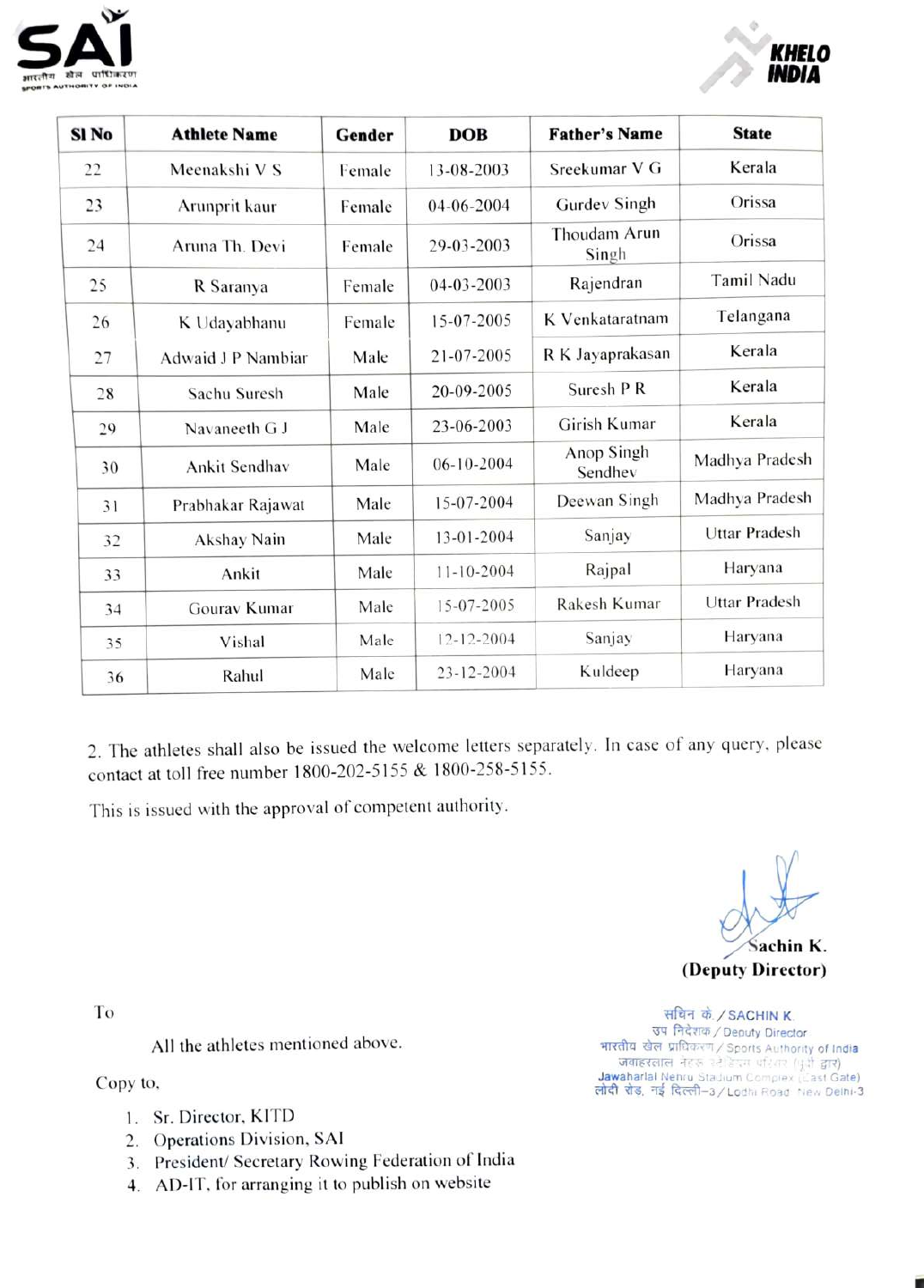| Sl No | Athlete Name | Gender | DOB | Father's Name | State |
|---|---|---|---|---|---|
| 22 | Meenakshi V S | Female | 13-08-2003 | Sreekumar V G | Kerala |
| 23 | Arunprit kaur | Female | 04-06-2004 | Gurdev Singh | Orissa |
| 24 | Aruna Th. Devi | Female | 29-03-2003 | Thoudam Arun Singh | Orissa |
| 25 | R Saranya | Female | 04-03-2003 | Rajendran | Tamil Nadu |
| 26 | K Udayabhanu | Female | 15-07-2005 | K Venkataratnam | Telangana |
| 27 | Adwaid J P Nambiar | Male | 21-07-2005 | R K Jayaprakasan | Kerala |
| 28 | Sachu Suresh | Male | 20-09-2005 | Suresh P R | Kerala |
| 29 | Navaneeth G J | Male | 23-06-2003 | Girish Kumar | Kerala |
| 30 | Ankit Sendhav | Male | 06-10-2004 | Anop Singh Sendhev | Madhya Pradesh |
| 31 | Prabhakar Rajawat | Male | 15-07-2004 | Deewan Singh | Madhya Pradesh |
| 32 | Akshay Nain | Male | 13-01-2004 | Sanjay | Uttar Pradesh |
| 33 | Ankit | Male | 11-10-2004 | Rajpal | Haryana |
| 34 | Gourav Kumar | Male | 15-07-2005 | Rakesh Kumar | Uttar Pradesh |
| 35 | Vishal | Male | 12-12-2004 | Sanjay | Haryana |
| 36 | Rahul | Male | 23-12-2004 | Kuldeep | Haryana |

2. The athletes shall also be issued the welcome letters separately. In case of any query, please contact at toll free number 1800-202-5155 & 1800-258-5155.

This is issued with the approval of competent authority.

**Sachin K.**
**(Deputy Director)**

सचिन के. / SACHIN K.
उप निदेशक / Deputy Director
भारतीय खेल प्राधिकरण / Sports Authority of India
जवाहरलाल नेहरू स्टेडियम परिसर (पूर्वी द्वार)
Jawaharlal Nehru Stadium Complex (East Gate)
लोदी रोड, नई दिल्ली-3 / Lodhi Road New Delhi-3

To

All the athletes mentioned above.

Copy to,

1. Sr. Director, KITD
2. Operations Division, SAI
3. President/ Secretary Rowing Federation of India
4. AD-IT, for arranging it to publish on website